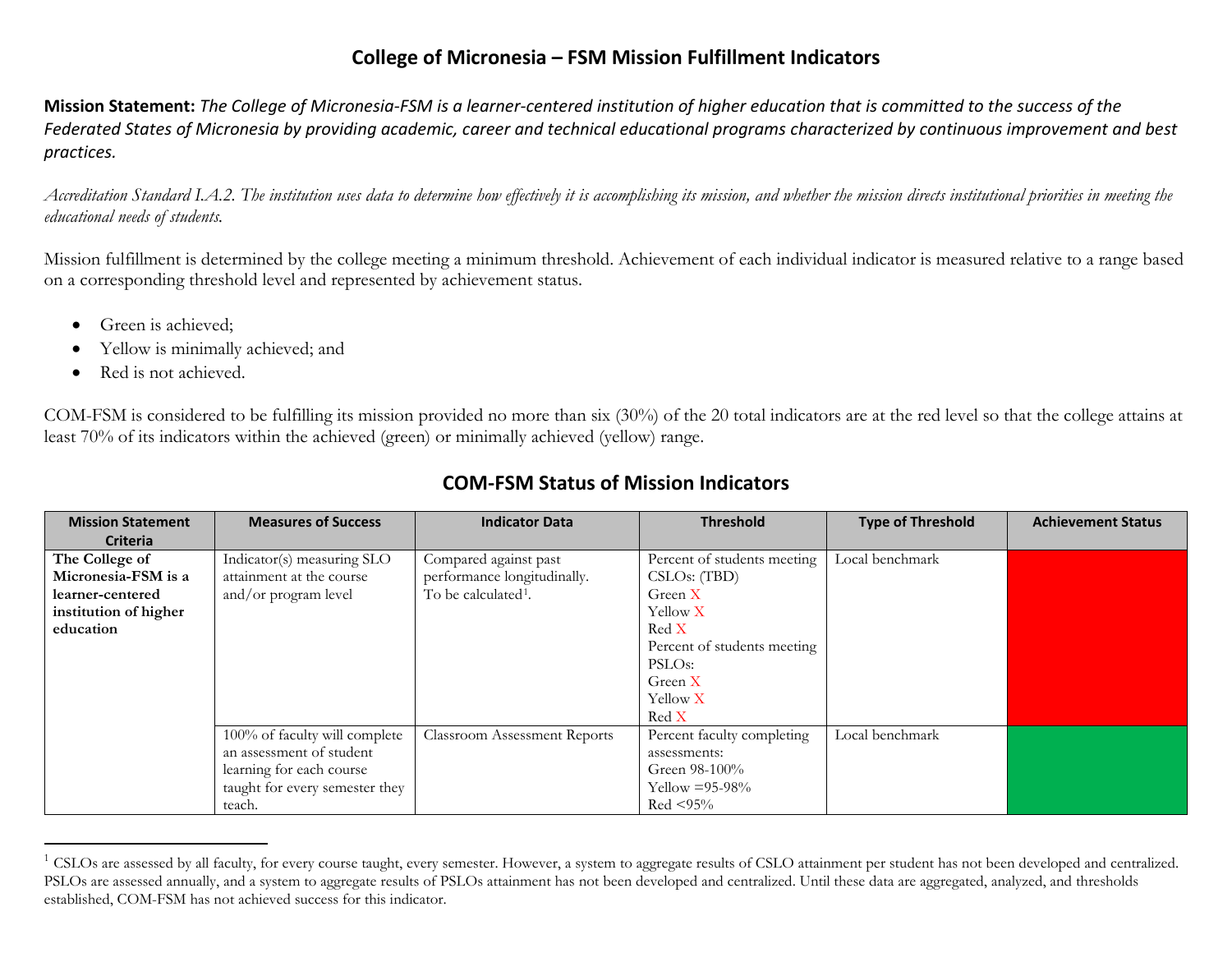# College of Micronesia – FSM Mission Fulfillment Indicators

**Mission Statement:** *The College of Micronesia-FSM is a learner-centered institution of higher education that is committed to the success of the Federated States of Micronesia by providing academic, career and technical educational programs characterized by continuous improvement and best practices.*

*Accreditation Standard I.A.2. The institution uses data to determine how effectively it is accomplishing its mission, and whether the mission directs institutional priorities in meeting the educational needs of students.*

Mission fulfillment is determined by the college meeting a minimum threshold. Achievement of each individual indicator is measured relative to a range based on a corresponding threshold level and represented by achievement status.

- Green is achieved;
- Yellow is minimally achieved; and
- Red is not achieved.

COM-FSM is considered to be fulfilling its mission provided no more than six (30%) of the 20 total indicators are at the red level so that the college attains at least 70% of its indicators within the achieved (green) or minimally achieved (yellow) range.

## COM-FSM Status of Mission Indicators

| Mission Statement Criteria | Measures of Success | Indicator Data | Threshold | Type of Threshold | Achievement Status |
|---|---|---|---|---|---|
| **The College of Micronesia-FSM is a learner-centered institution of higher education** | Indicator(s) measuring SLO attainment at the course and/or program level | Compared against past performance longitudinally. To be calculated[1]. | Percent of students meeting CSLOs: (TBD)<br>Green X<br>Yellow X<br>Red X<br>Percent of students meeting PSLOs:<br>Green X<br>Yellow X<br>Red X | Local benchmark | Red |
| | 100% of faculty will complete an assessment of student learning for each course taught for every semester they teach. | Classroom Assessment Reports | Percent faculty completing assessments:<br>Green 98-100%<br>Yellow =95-98%<br>Red <95% | Local benchmark | Green |

[1] CSLOs are assessed by all faculty, for every course taught, every semester. However, a system to aggregate results of CSLO attainment per student has not been developed and centralized. PSLOs are assessed annually, and a system to aggregate results of PSLOs attainment has not been developed and centralized. Until these data are aggregated, analyzed, and thresholds established, COM-FSM has not achieved success for this indicator.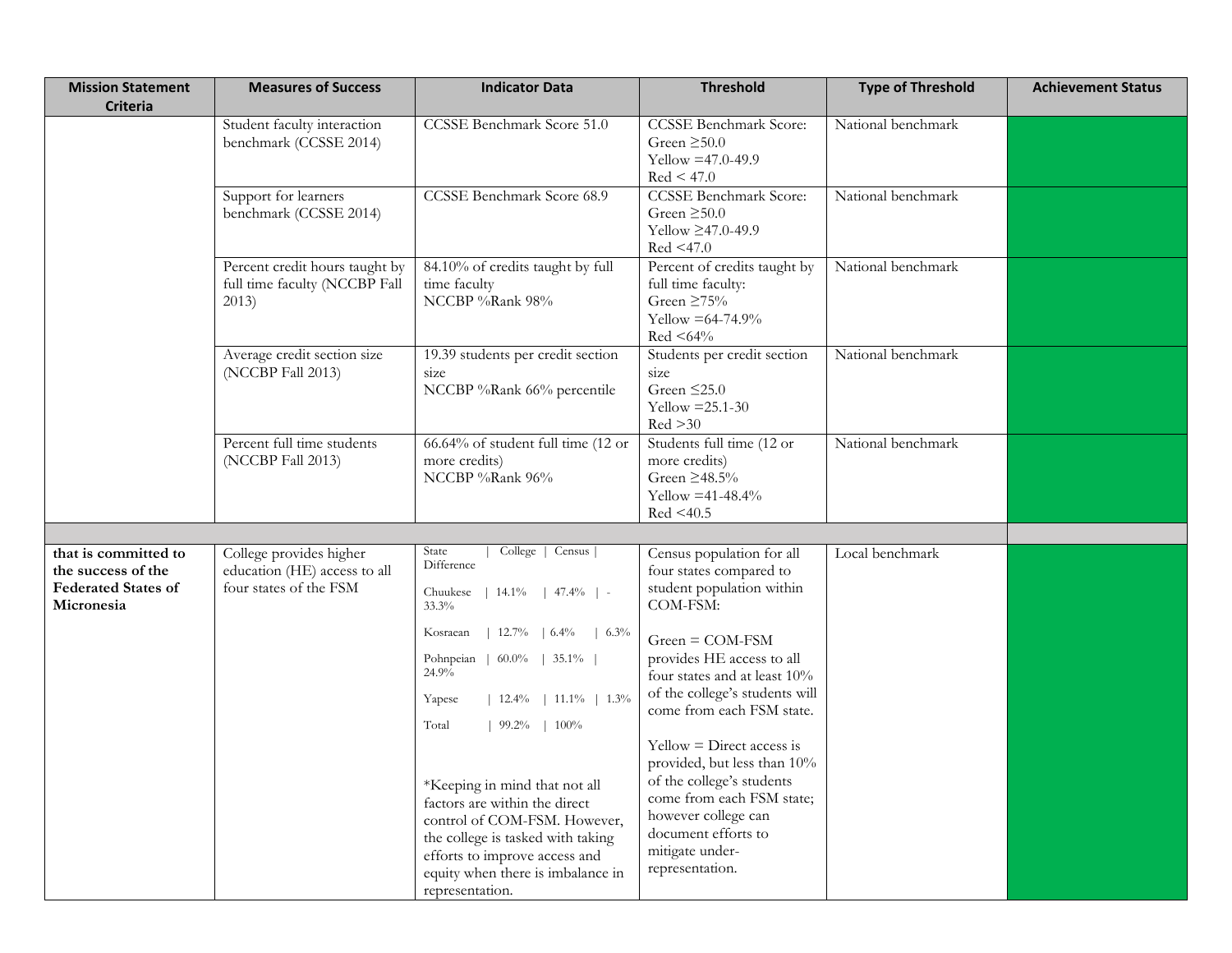| Mission Statement Criteria | Measures of Success | Indicator Data | Threshold | Type of Threshold | Achievement Status |
|---|---|---|---|---|---|
| | Student faculty interaction benchmark (CCSSE 2014) | CCSSE Benchmark Score 51.0 | CCSSE Benchmark Score:<br>Green ≥50.0<br>Yellow =47.0-49.9<br>Red < 47.0 | National benchmark | |
| | Support for learners benchmark (CCSSE 2014) | CCSSE Benchmark Score 68.9 | CCSSE Benchmark Score:<br>Green ≥50.0<br>Yellow ≥47.0-49.9<br>Red <47.0 | National benchmark | |
| | Percent credit hours taught by full time faculty (NCCBP Fall 2013) | 84.10% of credits taught by full time faculty<br>NCCBP %Rank 98% | Percent of credits taught by full time faculty:<br>Green ≥75%<br>Yellow =64-74.9%<br>Red <64% | National benchmark | |
| | Average credit section size (NCCBP Fall 2013) | 19.39 students per credit section size<br>NCCBP %Rank 66% percentile | Students per credit section size<br>Green ≤25.0<br>Yellow =25.1-30<br>Red >30 | National benchmark | |
| | Percent full time students (NCCBP Fall 2013) | 66.64% of student full time (12 or more credits)<br>NCCBP %Rank 96% | Students full time (12 or more credits)<br>Green ≥48.5%<br>Yellow =41-48.4%<br>Red <40.5 | National benchmark | |
| | | | | | |
| **that is committed to the success of the Federated States of Micronesia** | College provides higher education (HE) access to all four states of the FSM | State \| College \| Census \| Difference<br>Chuukese \| 14.1% \| 47.4% \| -33.3%<br>Kosraean \| 12.7% \| 6.4% \| 6.3%<br>Pohnpeian \| 60.0% \| 35.1% \| 24.9%<br>Yapese \| 12.4% \| 11.1% \| 1.3%<br>Total \| 99.2% \| 100%<br><br>*Keeping in mind that not all factors are within the direct control of COM-FSM. However, the college is tasked with taking efforts to improve access and equity when there is imbalance in representation. | Census population for all four states compared to student population within COM-FSM:<br><br>Green = COM-FSM provides HE access to all four states and at least 10% of the college's students will come from each FSM state.<br><br>Yellow = Direct access is provided, but less than 10% of the college's students come from each FSM state; however college can document efforts to mitigate under-representation. | Local benchmark | |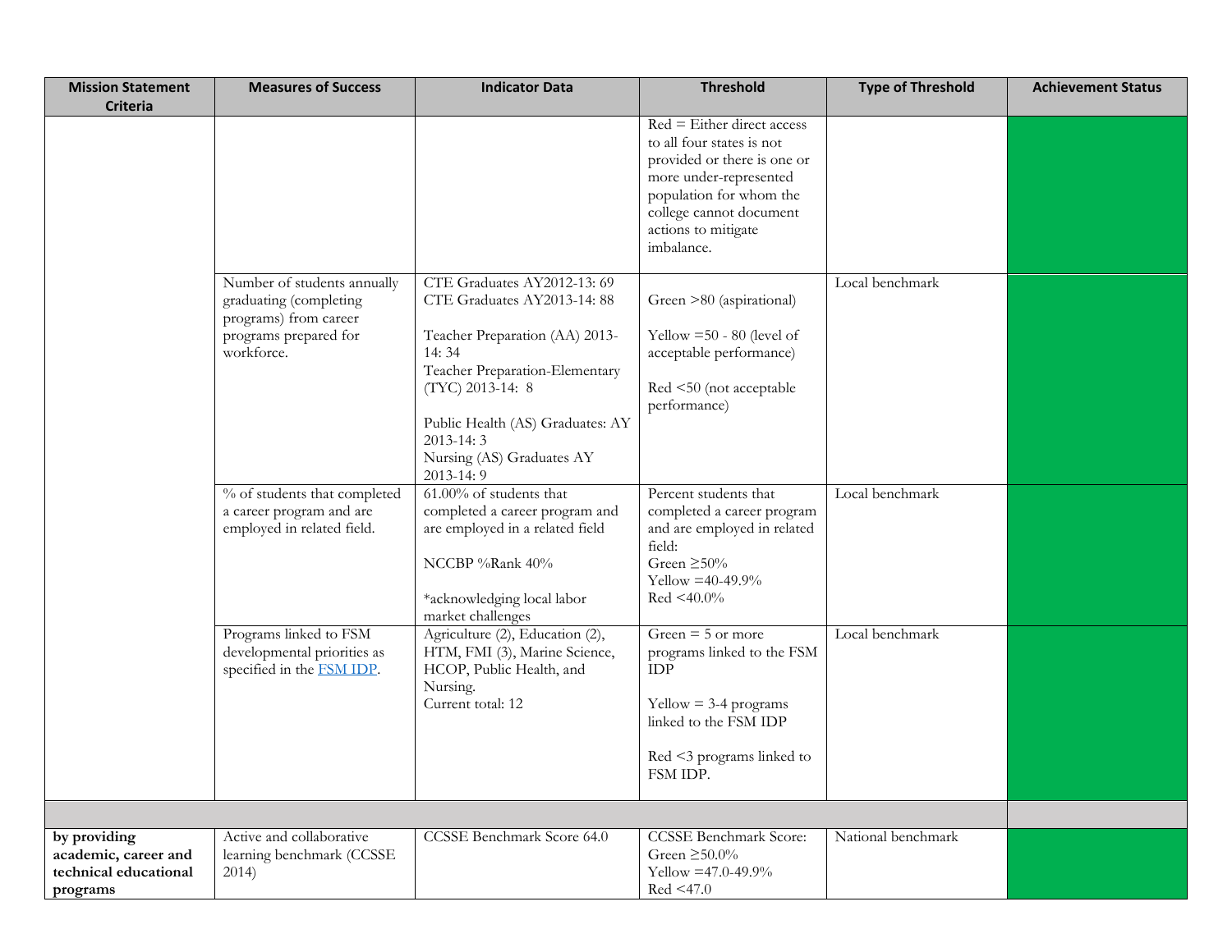| Mission Statement Criteria | Measures of Success | Indicator Data | Threshold | Type of Threshold | Achievement Status |
|---|---|---|---|---|---|
| | | | Red = Either direct access to all four states is not provided or there is one or more under-represented population for whom the college cannot document actions to mitigate imbalance. | | |
| | Number of students annually graduating (completing programs) from career programs prepared for workforce. | CTE Graduates AY2012-13: 69<br>CTE Graduates AY2013-14: 88<br><br>Teacher Preparation (AA) 2013-14: 34<br>Teacher Preparation-Elementary (TYC) 2013-14: 8<br><br>Public Health (AS) Graduates: AY 2013-14: 3<br>Nursing (AS) Graduates AY 2013-14: 9 | Green >80 (aspirational)<br><br>Yellow =50 - 80 (level of acceptable performance)<br><br>Red <50 (not acceptable performance) | Local benchmark | |
| | % of students that completed a career program and are employed in related field. | 61.00% of students that completed a career program and are employed in a related field<br><br>NCCBP %Rank 40%<br><br>*acknowledging local labor market challenges | Percent students that completed a career program and are employed in related field:<br>Green ≥50%<br>Yellow =40-49.9%<br>Red <40.0% | Local benchmark | |
| | Programs linked to FSM developmental priorities as specified in the [FSM IDP]. | Agriculture (2), Education (2), HTM, FMI (3), Marine Science, HCOP, Public Health, and Nursing.<br>Current total: 12 | Green = 5 or more programs linked to the FSM IDP<br><br>Yellow = 3-4 programs linked to the FSM IDP<br><br>Red <3 programs linked to FSM IDP. | Local benchmark | |
| | | | | | |
| **by providing academic, career and technical educational programs** | Active and collaborative learning benchmark (CCSSE 2014) | CCSSE Benchmark Score 64.0 | CCSSE Benchmark Score:<br>Green ≥50.0%<br>Yellow =47.0-49.9%<br>Red <47.0 | National benchmark | |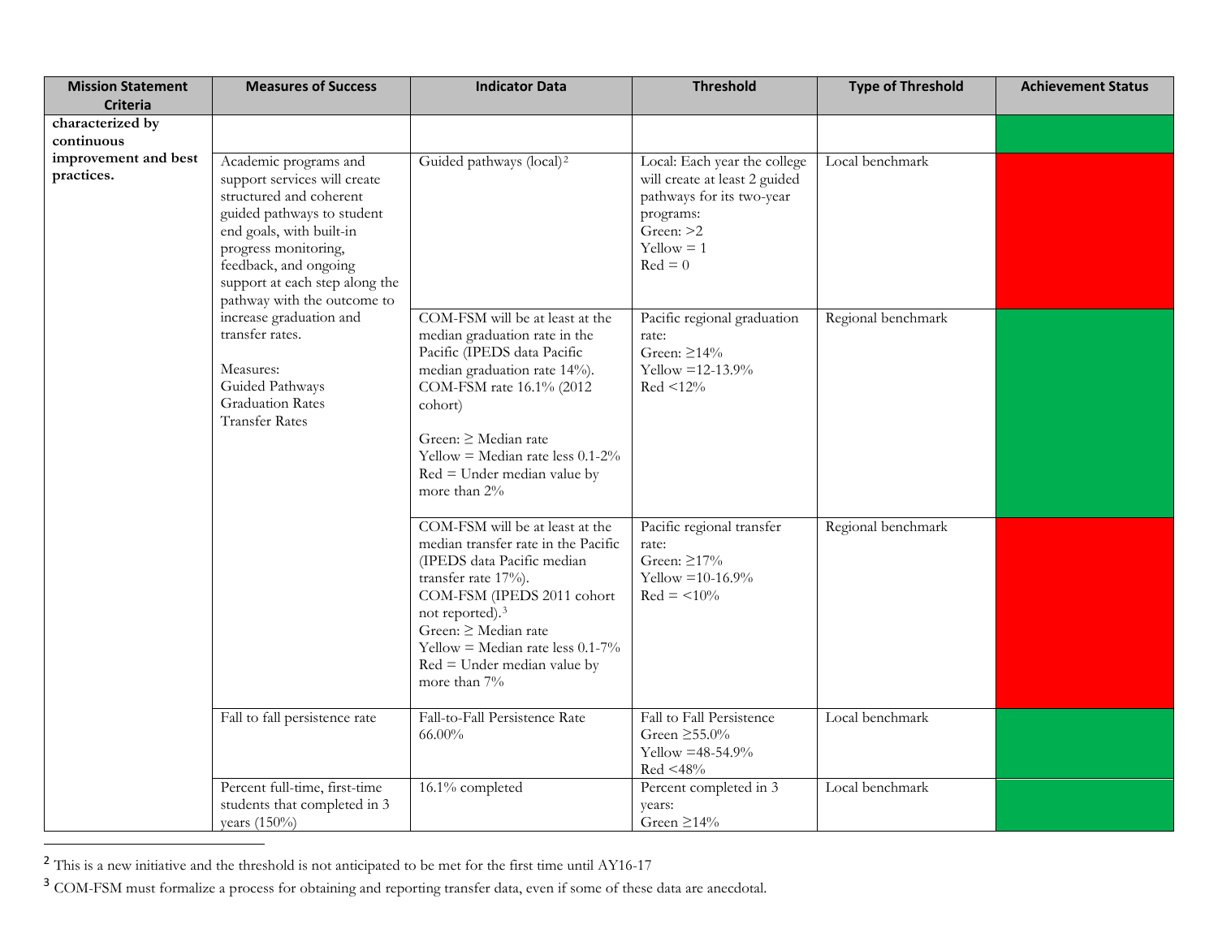| Mission Statement Criteria | Measures of Success | Indicator Data | Threshold | Type of Threshold | Achievement Status |
|---|---|---|---|---|---|
| **characterized by continuous improvement and best practices.** | | | | | Green |
| | Academic programs and support services will create structured and coherent guided pathways to student end goals, with built-in progress monitoring, feedback, and ongoing support at each step along the pathway with the outcome to increase graduation and transfer rates.<br><br>Measures:<br>Guided Pathways<br>Graduation Rates<br>Transfer Rates | Guided pathways (local)[2] | Local: Each year the college will create at least 2 guided pathways for its two-year programs:<br>Green: >2<br>Yellow = 1<br>Red = 0 | Local benchmark | Red |
| | | COM-FSM will be at least at the median graduation rate in the Pacific (IPEDS data Pacific median graduation rate 14%). COM-FSM rate 16.1% (2012 cohort)<br><br>Green: ≥ Median rate<br>Yellow = Median rate less 0.1-2%<br>Red = Under median value by more than 2% | Pacific regional graduation rate:<br>Green: ≥14%<br>Yellow =12-13.9%<br>Red <12% | Regional benchmark | Green |
| | | COM-FSM will be at least at the median transfer rate in the Pacific (IPEDS data Pacific median transfer rate 17%).<br>COM-FSM (IPEDS 2011 cohort not reported).[3]<br>Green: ≥ Median rate<br>Yellow = Median rate less 0.1-7%<br>Red = Under median value by more than 7% | Pacific regional transfer rate:<br>Green: ≥17%<br>Yellow =10-16.9%<br>Red = <10% | Regional benchmark | Red |
| | Fall to fall persistence rate | Fall-to-Fall Persistence Rate 66.00% | Fall to Fall Persistence<br>Green ≥55.0%<br>Yellow =48-54.9%<br>Red <48% | Local benchmark | Green |
| | Percent full-time, first-time students that completed in 3 years (150%) | 16.1% completed | Percent completed in 3 years:<br>Green ≥14% | Local benchmark | Green |

[2] This is a new initiative and the threshold is not anticipated to be met for the first time until AY16-17

[3] COM-FSM must formalize a process for obtaining and reporting transfer data, even if some of these data are anecdotal.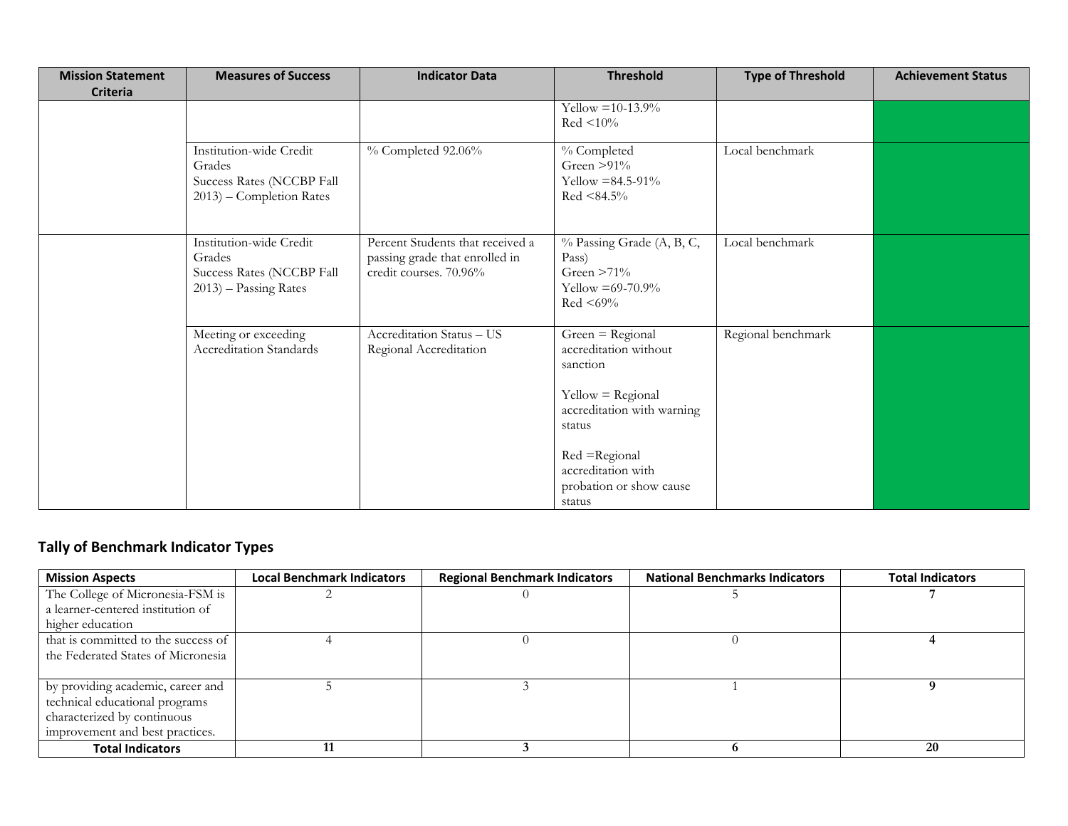| Mission Statement Criteria | Measures of Success | Indicator Data | Threshold | Type of Threshold | Achievement Status |
|---|---|---|---|---|---|
| | | | Yellow =10-13.9%<br>Red <10% | | |
| | Institution-wide Credit Grades<br>Success Rates (NCCBP Fall 2013) – Completion Rates | % Completed 92.06% | % Completed<br>Green >91%<br>Yellow =84.5-91%<br>Red <84.5% | Local benchmark | |
| | Institution-wide Credit Grades<br>Success Rates (NCCBP Fall 2013) – Passing Rates | Percent Students that received a passing grade that enrolled in credit courses. 70.96% | % Passing Grade (A, B, C, Pass)<br>Green >71%<br>Yellow =69-70.9%<br>Red <69% | Local benchmark | |
| | Meeting or exceeding Accreditation Standards | Accreditation Status – US Regional Accreditation | Green = Regional accreditation without sanction<br><br>Yellow = Regional accreditation with warning status<br><br>Red =Regional accreditation with probation or show cause status | Regional benchmark | |

## Tally of Benchmark Indicator Types

| Mission Aspects | Local Benchmark Indicators | Regional Benchmark Indicators | National Benchmarks Indicators | Total Indicators |
|---|---|---|---|---|
| The College of Micronesia-FSM is a learner-centered institution of higher education | 2 | 0 | 5 | **7** |
| that is committed to the success of the Federated States of Micronesia | 4 | 0 | 0 | **4** |
| by providing academic, career and technical educational programs characterized by continuous improvement and best practices. | 5 | 3 | 1 | **9** |
| **Total Indicators** | **11** | **3** | **6** | **20** |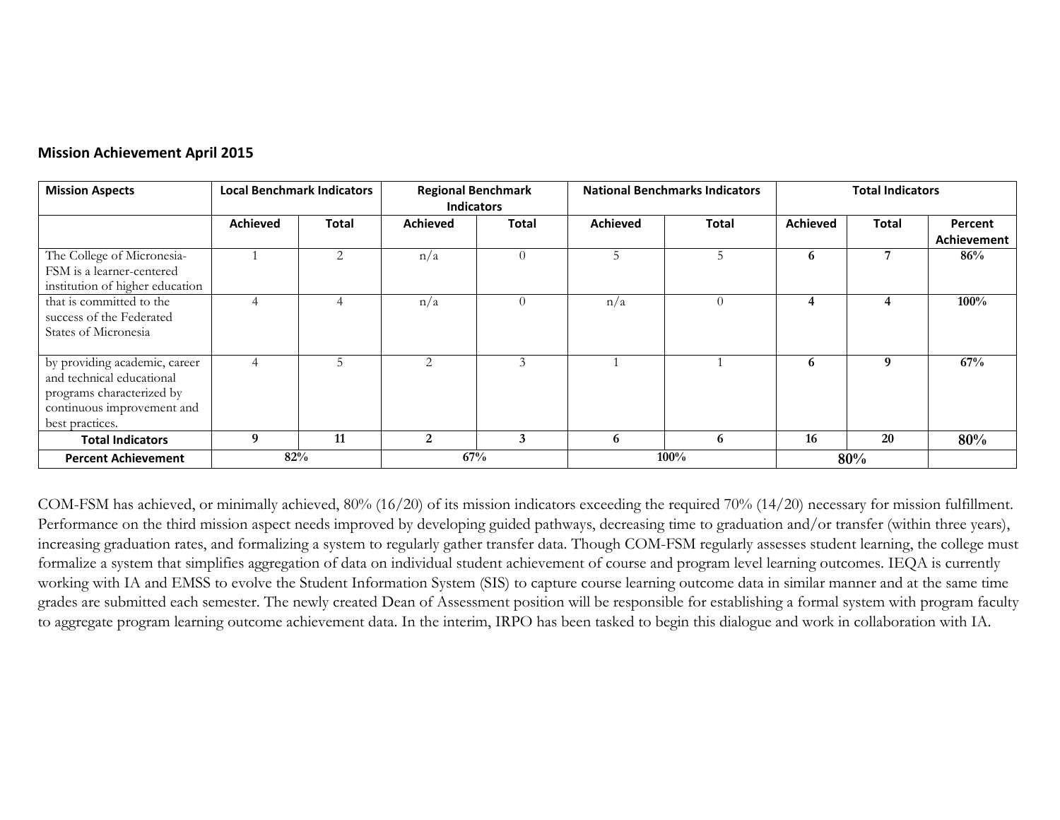**Mission Achievement April 2015**

| Mission Aspects | Local Benchmark Indicators | | Regional Benchmark Indicators | | National Benchmarks Indicators | | Total Indicators | | |
|---|---|---|---|---|---|---|---|---|---|
| | Achieved | Total | Achieved | Total | Achieved | Total | Achieved | Total | Percent Achievement |
| The College of Micronesia-FSM is a learner-centered institution of higher education | 1 | 2 | n/a | 0 | 5 | 5 | **6** | **7** | **86%** |
| that is committed to the success of the Federated States of Micronesia | 4 | 4 | n/a | 0 | n/a | 0 | **4** | **4** | **100%** |
| by providing academic, career and technical educational programs characterized by continuous improvement and best practices. | 4 | 5 | 2 | 3 | 1 | 1 | **6** | **9** | **67%** |
| **Total Indicators** | **9** | **11** | **2** | **3** | **6** | **6** | **16** | **20** | **80%** |
| **Percent Achievement** | **82%** | | **67%** | | **100%** | | **80%** | | |

COM-FSM has achieved, or minimally achieved, 80% (16/20) of its mission indicators exceeding the required 70% (14/20) necessary for mission fulfillment. Performance on the third mission aspect needs improved by developing guided pathways, decreasing time to graduation and/or transfer (within three years), increasing graduation rates, and formalizing a system to regularly gather transfer data. Though COM-FSM regularly assesses student learning, the college must formalize a system that simplifies aggregation of data on individual student achievement of course and program level learning outcomes. IEQA is currently working with IA and EMSS to evolve the Student Information System (SIS) to capture course learning outcome data in similar manner and at the same time grades are submitted each semester. The newly created Dean of Assessment position will be responsible for establishing a formal system with program faculty to aggregate program learning outcome achievement data. In the interim, IRPO has been tasked to begin this dialogue and work in collaboration with IA.